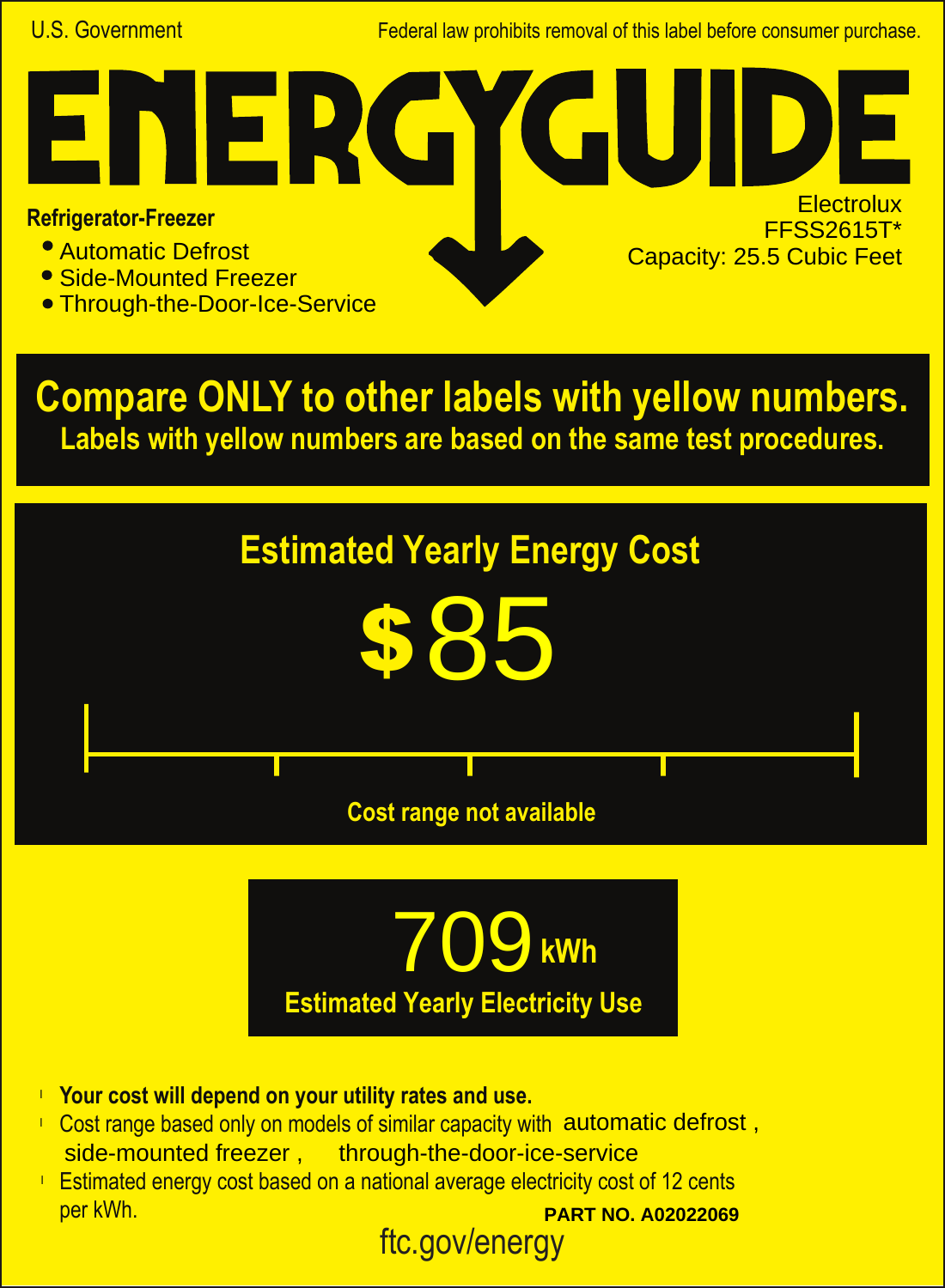U.S. Government

Federal law prohibits removal of this label before consumer purchase.

# ENERGYGUIDE

**Refrigerator-Freezer**

- Automatic Defrost
- Side-Mounted Freezer
- Through-the-Door-Ice-Service

Electrolux
FFSS2615T*
Capacity: 25.5 Cubic Feet

**Compare ONLY to other labels with yellow numbers.**
**Labels with yellow numbers are based on the same test procedures.**

## Estimated Yearly Energy Cost

# $85

Cost range not available

# 709 kWh

**Estimated Yearly Electricity Use**

- **Your cost will depend on your utility rates and use.**
- Cost range based only on models of similar capacity with automatic defrost , side-mounted freezer , through-the-door-ice-service
- Estimated energy cost based on a national average electricity cost of 12 cents per kWh.

**PART NO. A02022069**

ftc.gov/energy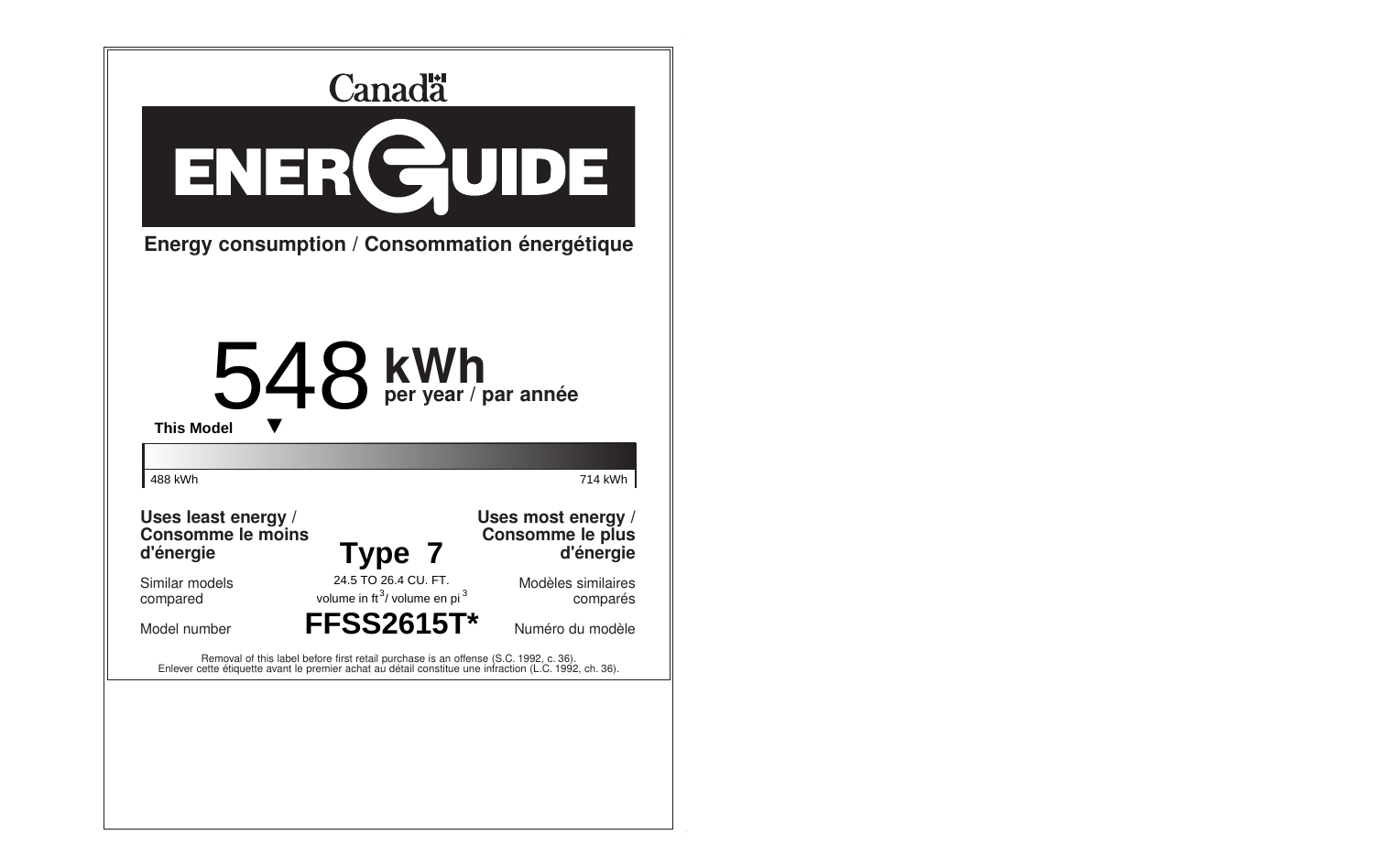Canada

# ENERGUIDE

**Energy consumption / Consommation énergétique**

548 **kWh**
**per year / par année**

**This Model** ▼

488 kWh

714 kWh

**Uses least energy / Consomme le moins d'énergie**

**Uses most energy / Consomme le plus d'énergie**

**Type 7**

Similar models compared

24.5 TO 26.4 CU. FT.
volume in $ft^3$/ volume en pi $^3$

Modèles similaires comparés

Model number **FFSS2615T*** Numéro du modèle

Removal of this label before first retail purchase is an offense (S.C. 1992, c. 36).
Enlever cette étiquette avant le premier achat au détail constitue une infraction (L.C. 1992, ch. 36).